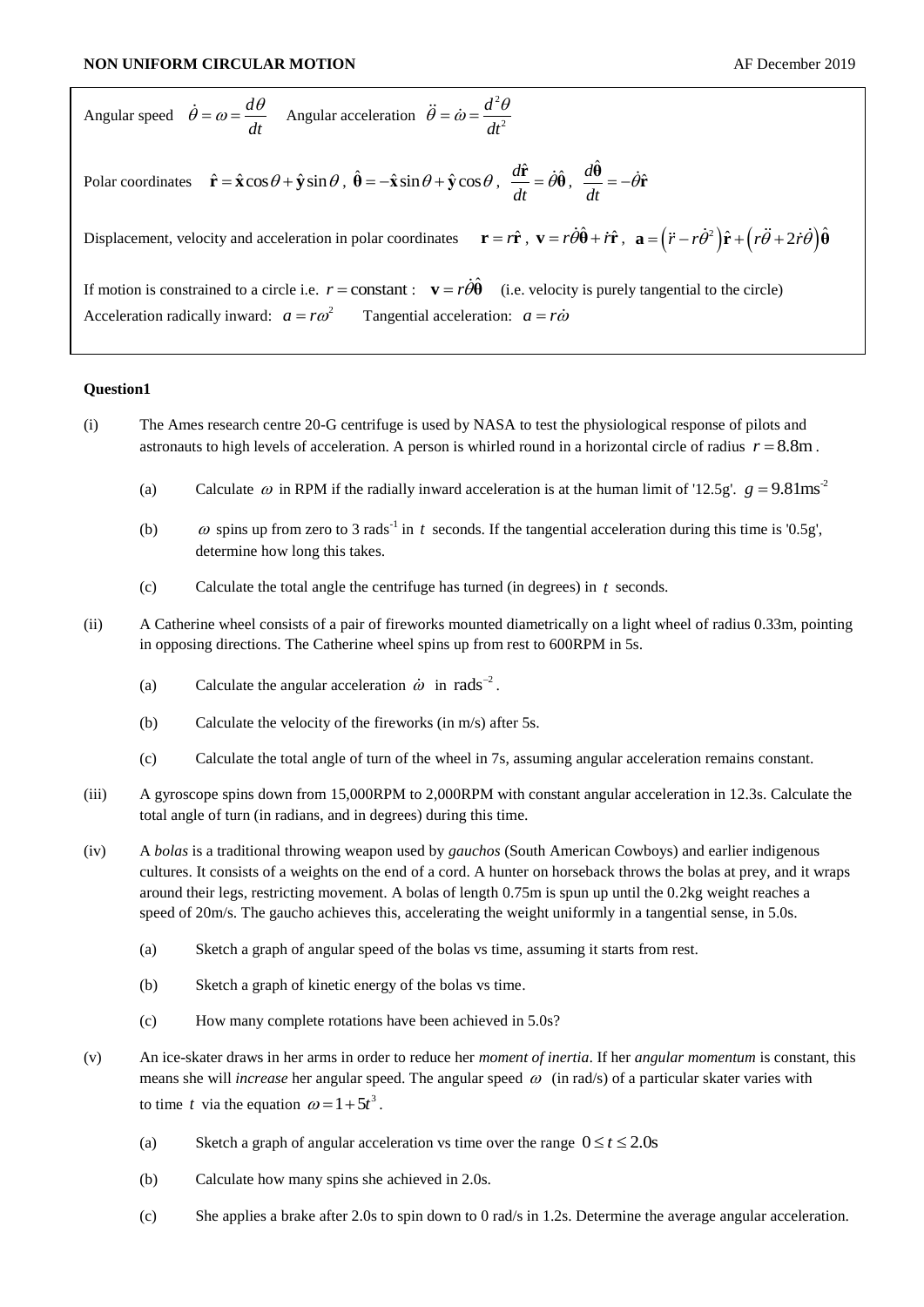| |
|---|
| Angular speed $\dot{\theta} = \omega = \dfrac{d\theta}{dt}$ Angular acceleration $\ddot{\theta} = \dot{\omega} = \dfrac{d^2\theta}{dt^2}$ |
| Polar coordinates $\hat{\mathbf{r}} = \hat{\mathbf{x}}\cos\theta + \hat{\mathbf{y}}\sin\theta$, $\hat{\boldsymbol{\theta}} = -\hat{\mathbf{x}}\sin\theta + \hat{\mathbf{y}}\cos\theta$, $\dfrac{d\hat{\mathbf{r}}}{dt} = \dot{\theta}\hat{\boldsymbol{\theta}}$, $\dfrac{d\hat{\boldsymbol{\theta}}}{dt} = -\dot{\theta}\hat{\mathbf{r}}$ |
| Displacement, velocity and acceleration in polar coordinates $\mathbf{r} = r\hat{\mathbf{r}}$, $\mathbf{v} = r\dot{\theta}\hat{\boldsymbol{\theta}} + \dot{r}\hat{\mathbf{r}}$, $\mathbf{a} = \left(\ddot{r} - r\dot{\theta}^2\right)\hat{\mathbf{r}} + \left(r\ddot{\theta} + 2\dot{r}\dot{\theta}\right)\hat{\boldsymbol{\theta}}$ |
| If motion is constrained to a circle i.e. $r = \text{constant}$ : $\mathbf{v} = r\dot{\theta}\hat{\boldsymbol{\theta}}$ (i.e. velocity is purely tangential to the circle)<br>Acceleration radically inward: $a = r\omega^2$ Tangential acceleration: $a = r\dot{\omega}$ |

**Question1**

(i) The Ames research centre 20-G centrifuge is used by NASA to test the physiological response of pilots and astronauts to high levels of acceleration. A person is whirled round in a horizontal circle of radius $r = 8.8\text{m}$.

- (a) Calculate $\omega$ in RPM if the radially inward acceleration is at the human limit of '12.5g'. $g = 9.81\text{ms}^{-2}$
- (b) $\omega$ spins up from zero to 3 rads$^{-1}$ in $t$ seconds. If the tangential acceleration during this time is '0.5g', determine how long this takes.
- (c) Calculate the total angle the centrifuge has turned (in degrees) in $t$ seconds.

(ii) A Catherine wheel consists of a pair of fireworks mounted diametrically on a light wheel of radius 0.33m, pointing in opposing directions. The Catherine wheel spins up from rest to 600RPM in 5s.

- (a) Calculate the angular acceleration $\dot{\omega}$ in $\text{rads}^{-2}$.
- (b) Calculate the velocity of the fireworks (in m/s) after 5s.
- (c) Calculate the total angle of turn of the wheel in 7s, assuming angular acceleration remains constant.

(iii) A gyroscope spins down from 15,000RPM to 2,000RPM with constant angular acceleration in 12.3s. Calculate the total angle of turn (in radians, and in degrees) during this time.

(iv) A *bolas* is a traditional throwing weapon used by *gauchos* (South American Cowboys) and earlier indigenous cultures. It consists of a weights on the end of a cord. A hunter on horseback throws the bolas at prey, and it wraps around their legs, restricting movement. A bolas of length 0.75m is spun up until the 0.2kg weight reaches a speed of 20m/s. The gaucho achieves this, accelerating the weight uniformly in a tangential sense, in 5.0s.

- (a) Sketch a graph of angular speed of the bolas vs time, assuming it starts from rest.
- (b) Sketch a graph of kinetic energy of the bolas vs time.
- (c) How many complete rotations have been achieved in 5.0s?

(v) An ice-skater draws in her arms in order to reduce her *moment of inertia*. If her *angular momentum* is constant, this means she will *increase* her angular speed. The angular speed $\omega$ (in rad/s) of a particular skater varies with to time $t$ via the equation $\omega = 1 + 5t^3$.

- (a) Sketch a graph of angular acceleration vs time over the range $0 \le t \le 2.0\text{s}$
- (b) Calculate how many spins she achieved in 2.0s.
- (c) She applies a brake after 2.0s to spin down to 0 rad/s in 1.2s. Determine the average angular acceleration.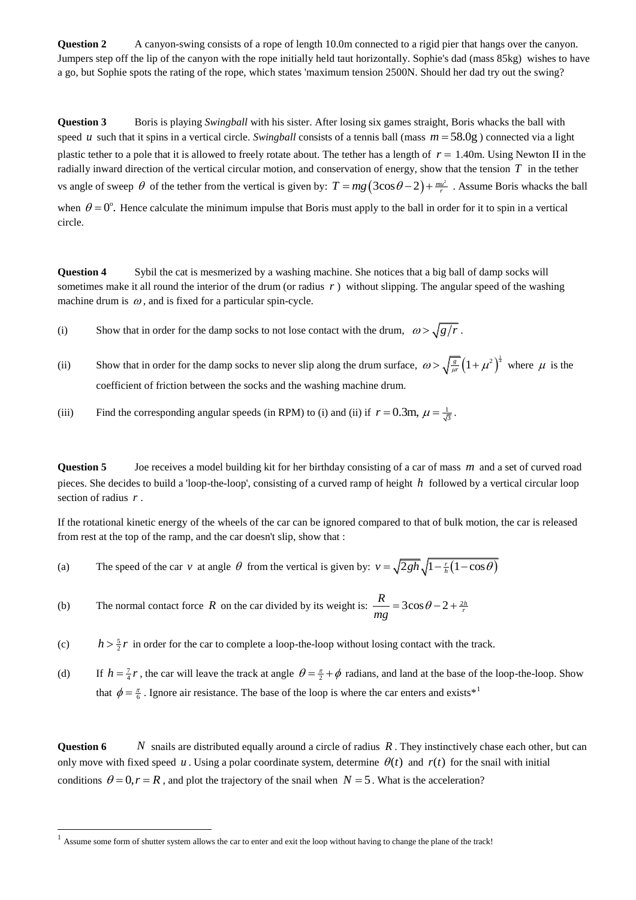**Question 2** A canyon-swing consists of a rope of length 10.0m connected to a rigid pier that hangs over the canyon. Jumpers step off the lip of the canyon with the rope initially held taut horizontally. Sophie's dad (mass 85kg) wishes to have a go, but Sophie spots the rating of the rope, which states 'maximum tension 2500N. Should her dad try out the swing?

**Question 3** Boris is playing *Swingball* with his sister. After losing six games straight, Boris whacks the ball with speed $u$ such that it spins in a vertical circle. *Swingball* consists of a tennis ball (mass $m = 58.0\text{g}$) connected via a light plastic tether to a pole that it is allowed to freely rotate about. The tether has a length of $r = 1.40\text{m}$. Using Newton II in the radially inward direction of the vertical circular motion, and conservation of energy, show that the tension $T$ in the tether vs angle of sweep $\theta$ of the tether from the vertical is given by: $T = mg\left(3\cos\theta - 2\right) + \frac{mu^2}{r}$ . Assume Boris whacks the ball when $\theta = 0^\circ$. Hence calculate the minimum impulse that Boris must apply to the ball in order for it to spin in a vertical circle.

**Question 4** Sybil the cat is mesmerized by a washing machine. She notices that a big ball of damp socks will sometimes make it all round the interior of the drum (or radius $r$ ) without slipping. The angular speed of the washing machine drum is $\omega$, and is fixed for a particular spin-cycle.

(i) Show that in order for the damp socks to not lose contact with the drum, $\omega > \sqrt{g/r}$ .

(ii) Show that in order for the damp socks to never slip along the drum surface, $\omega > \sqrt{\frac{g}{\mu r}}\left(1+\mu^2\right)^{\frac{1}{4}}$ where $\mu$ is the coefficient of friction between the socks and the washing machine drum.

(iii) Find the corresponding angular speeds (in RPM) to (i) and (ii) if $r = 0.3\text{m},\ \mu = \frac{1}{\sqrt{3}}$ .

**Question 5** Joe receives a model building kit for her birthday consisting of a car of mass $m$ and a set of curved road pieces. She decides to build a 'loop-the-loop', consisting of a curved ramp of height $h$ followed by a vertical circular loop section of radius $r$ .

If the rotational kinetic energy of the wheels of the car can be ignored compared to that of bulk motion, the car is released from rest at the top of the ramp, and the car doesn't slip, show that :

(a) The speed of the car $v$ at angle $\theta$ from the vertical is given by: $v = \sqrt{2gh}\sqrt{1 - \frac{r}{h}\left(1-\cos\theta\right)}$

(b) The normal contact force $R$ on the car divided by its weight is: $\dfrac{R}{mg} = 3\cos\theta - 2 + \frac{2h}{r}$

(c) $h > \frac{5}{2}r$ in order for the car to complete a loop-the-loop without losing contact with the track.

(d) If $h = \frac{7}{4}r$ , the car will leave the track at angle $\theta = \frac{\pi}{2} + \phi$ radians, and land at the base of the loop-the-loop. Show that $\phi = \frac{\pi}{6}$ . Ignore air resistance. The base of the loop is where the car enters and exists*[1]

**Question 6** $N$ snails are distributed equally around a circle of radius $R$ . They instinctively chase each other, but can only move with fixed speed $u$ . Using a polar coordinate system, determine $\theta(t)$ and $r(t)$ for the snail with initial conditions $\theta = 0, r = R$ , and plot the trajectory of the snail when $N = 5$ . What is the acceleration?

---

[1] Assume some form of shutter system allows the car to enter and exit the loop without having to change the plane of the track!